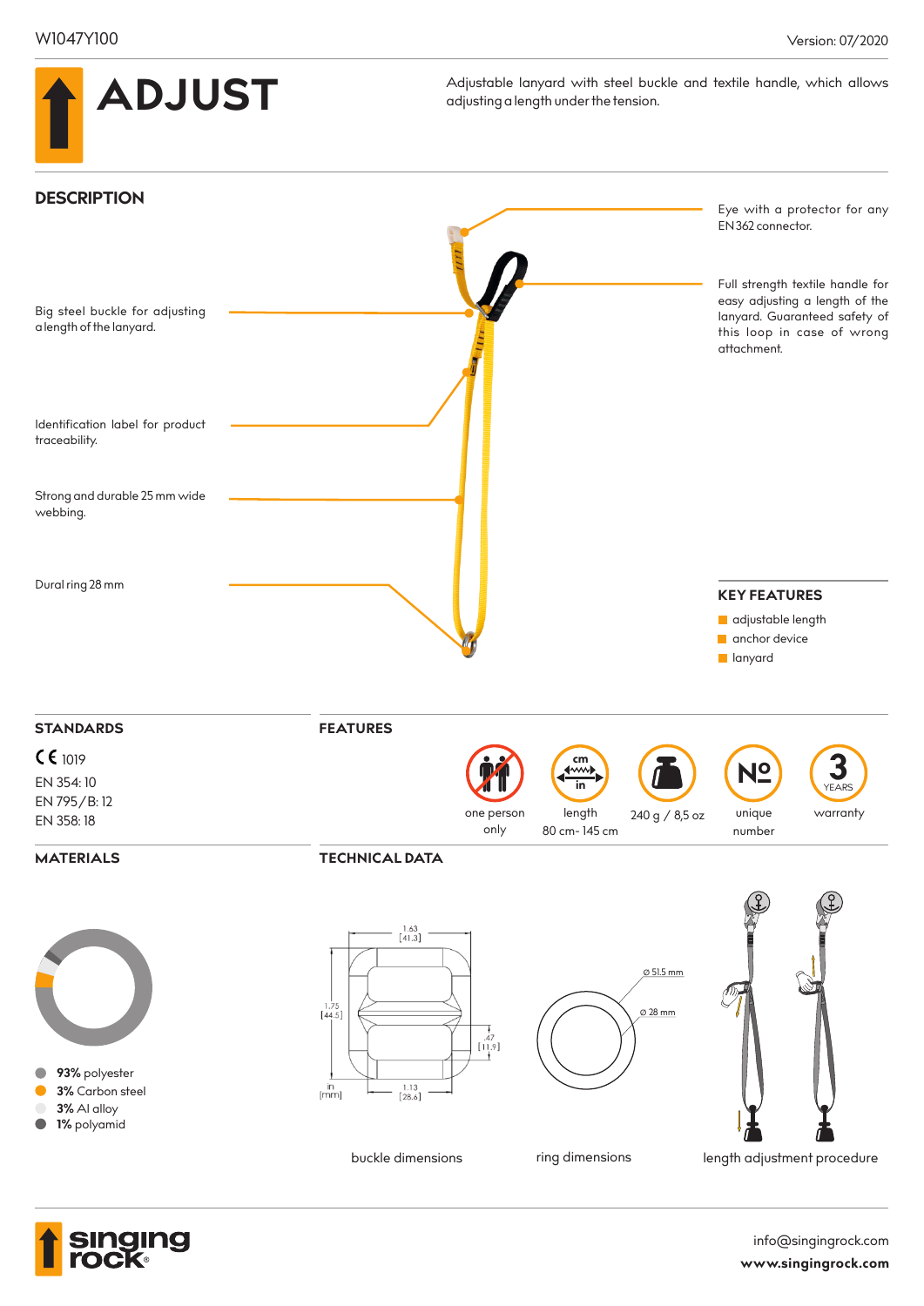W1047Y100

Version: 07/2020

# ADJUST

Adjustable lanyard with steel buckle and textile handle, which allows adjusting a length under the tension.

## DESCRIPTION

Eye with a protector for any EN362 connector.

Full strength textile handle for easy adjusting a length of the lanyard. Guaranteed safety of this loop in case of wrong attachment.

Big steel buckle for adjusting a length of the lanyard.

Identification label for product traceability.

Strong and durable 25 mm wide webbing.

Dural ring 28 mm

## KEY FEATURES

- adjustable length
- anchor device
- lanyard

## STANDARDS

CE 1019
EN 354: 10
EN 795/B: 12
EN 358: 18

## FEATURES

- one person only
- length 80 cm - 145 cm
- 240 g / 8,5 oz
- unique number
- 3 YEARS warranty

## MATERIALS

- **93%** polyester
- **3%** Carbon steel
- **3%** Al alloy
- **1%** polyamid

## TECHNICAL DATA

1.63 [41.3]
1.75 [44.5]
.47 [11.9]
1.13 [28.6]
in [mm]

buckle dimensions

⌀ 51.5 mm
⌀ 28 mm

ring dimensions

length adjustment procedure

info@singingrock.com
**www.singingrock.com**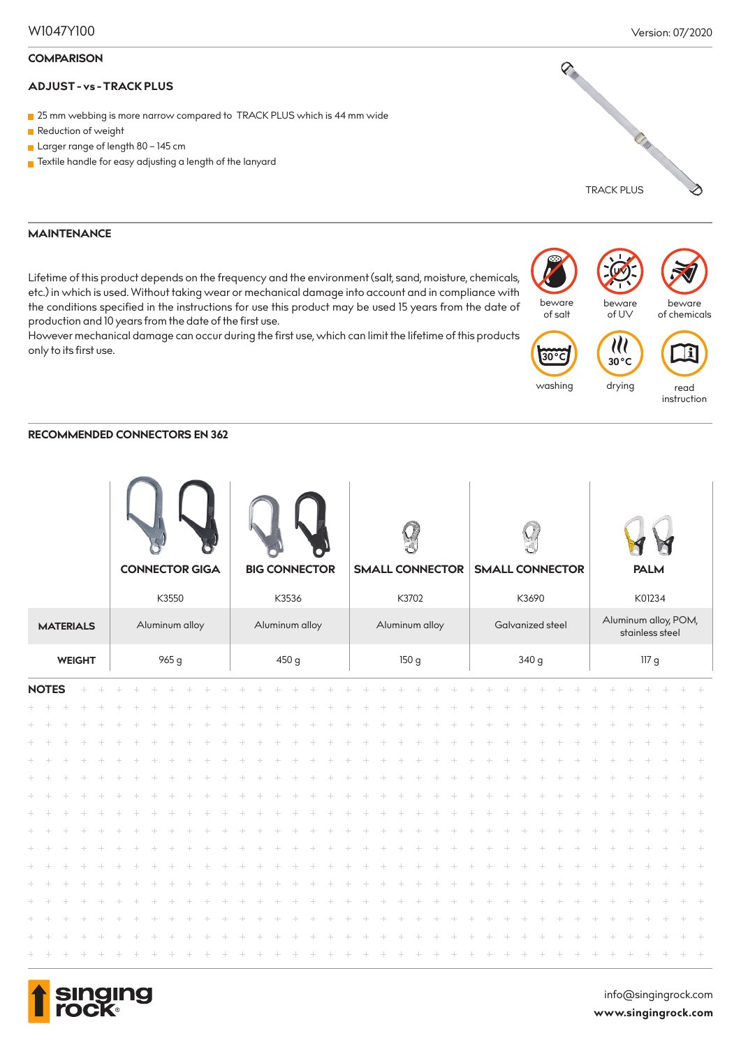## COMPARISON

### ADJUST - vs - TRACK PLUS

- 25 mm webbing is more narrow compared to TRACK PLUS which is 44 mm wide
- Reduction of weight
- Larger range of length 80 – 145 cm
- Textile handle for easy adjusting a length of the lanyard

TRACK PLUS

## MAINTENANCE

Lifetime of this product depends on the frequency and the environment (salt, sand, moisture, chemicals, etc.) in which is used. Without taking wear or mechanical damage into account and in compliance with the conditions specified in the instructions for use this product may be used 15 years from the date of production and 10 years from the date of the first use.
However mechanical damage can occur during the first use, which can limit the lifetime of this products only to its first use.

beware of salt
beware of UV
beware of chemicals
30 °C washing
30 °C drying
read instruction

## RECOMMENDED CONNECTORS EN 362

| | CONNECTOR GIGA | BIG CONNECTOR | SMALL CONNECTOR | SMALL CONNECTOR | PALM |
|---|---|---|---|---|---|
| | K3550 | K3536 | K3702 | K3690 | K01234 |
| **MATERIALS** | Aluminum alloy | Aluminum alloy | Aluminum alloy | Galvanized steel | Aluminum alloy, POM, stainless steel |
| **WEIGHT** | 965 g | 450 g | 150 g | 340 g | 117 g |

## NOTES

info@singingrock.com
**www.singingrock.com**